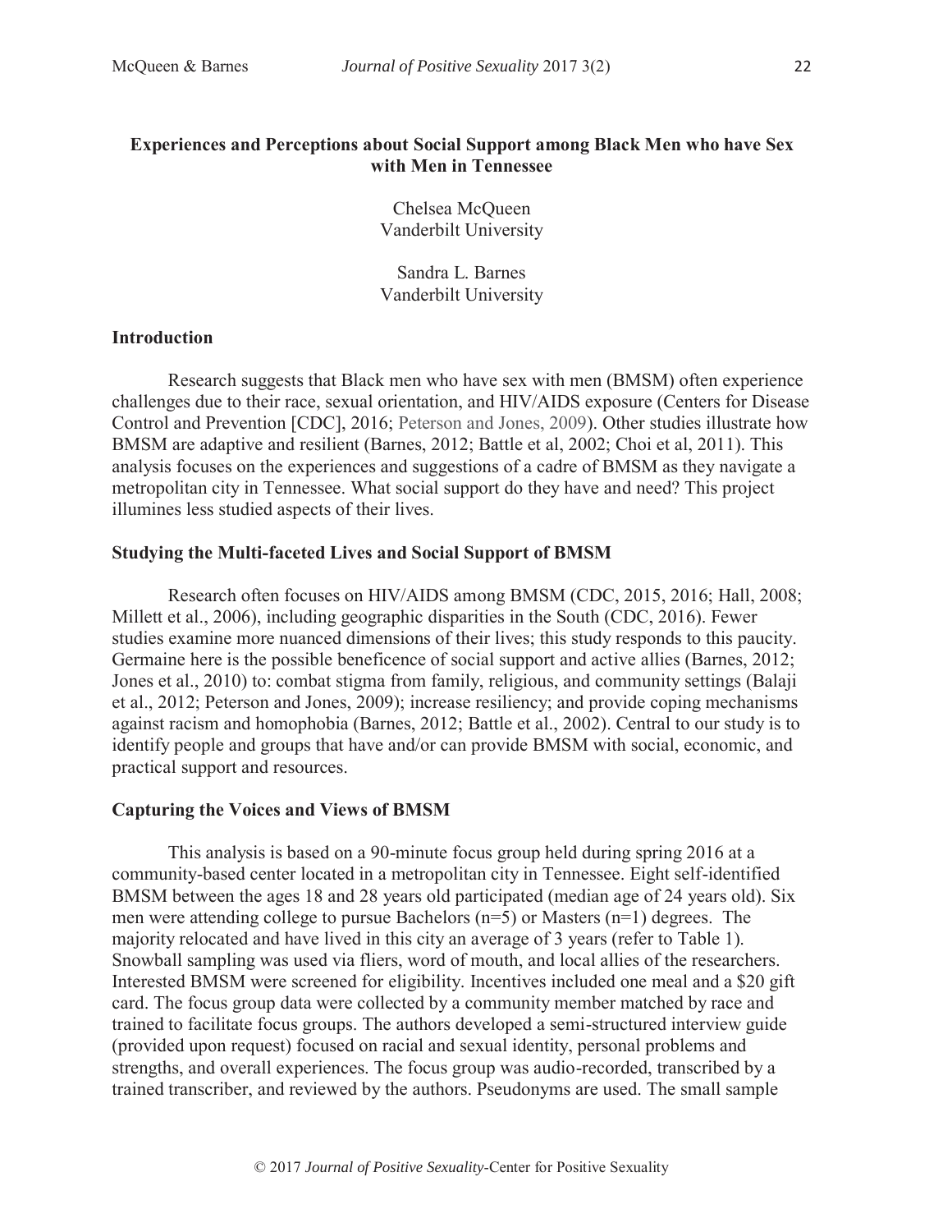# Experiences and Perceptions about Social Support among Black Men who have Sex with Men in Tennessee

Chelsea McQueen
Vanderbilt University

Sandra L. Barnes
Vanderbilt University

## Introduction

Research suggests that Black men who have sex with men (BMSM) often experience challenges due to their race, sexual orientation, and HIV/AIDS exposure (Centers for Disease Control and Prevention [CDC], 2016; Peterson and Jones, 2009). Other studies illustrate how BMSM are adaptive and resilient (Barnes, 2012; Battle et al, 2002; Choi et al, 2011). This analysis focuses on the experiences and suggestions of a cadre of BMSM as they navigate a metropolitan city in Tennessee. What social support do they have and need? This project illumines less studied aspects of their lives.

## Studying the Multi-faceted Lives and Social Support of BMSM

Research often focuses on HIV/AIDS among BMSM (CDC, 2015, 2016; Hall, 2008; Millett et al., 2006), including geographic disparities in the South (CDC, 2016). Fewer studies examine more nuanced dimensions of their lives; this study responds to this paucity. Germaine here is the possible beneficence of social support and active allies (Barnes, 2012; Jones et al., 2010) to: combat stigma from family, religious, and community settings (Balaji et al., 2012; Peterson and Jones, 2009); increase resiliency; and provide coping mechanisms against racism and homophobia (Barnes, 2012; Battle et al., 2002). Central to our study is to identify people and groups that have and/or can provide BMSM with social, economic, and practical support and resources.

## Capturing the Voices and Views of BMSM

This analysis is based on a 90-minute focus group held during spring 2016 at a community-based center located in a metropolitan city in Tennessee. Eight self-identified BMSM between the ages 18 and 28 years old participated (median age of 24 years old). Six men were attending college to pursue Bachelors (n=5) or Masters (n=1) degrees. The majority relocated and have lived in this city an average of 3 years (refer to Table 1). Snowball sampling was used via fliers, word of mouth, and local allies of the researchers. Interested BMSM were screened for eligibility. Incentives included one meal and a $20 gift card. The focus group data were collected by a community member matched by race and trained to facilitate focus groups. The authors developed a semi-structured interview guide (provided upon request) focused on racial and sexual identity, personal problems and strengths, and overall experiences. The focus group was audio-recorded, transcribed by a trained transcriber, and reviewed by the authors. Pseudonyms are used. The small sample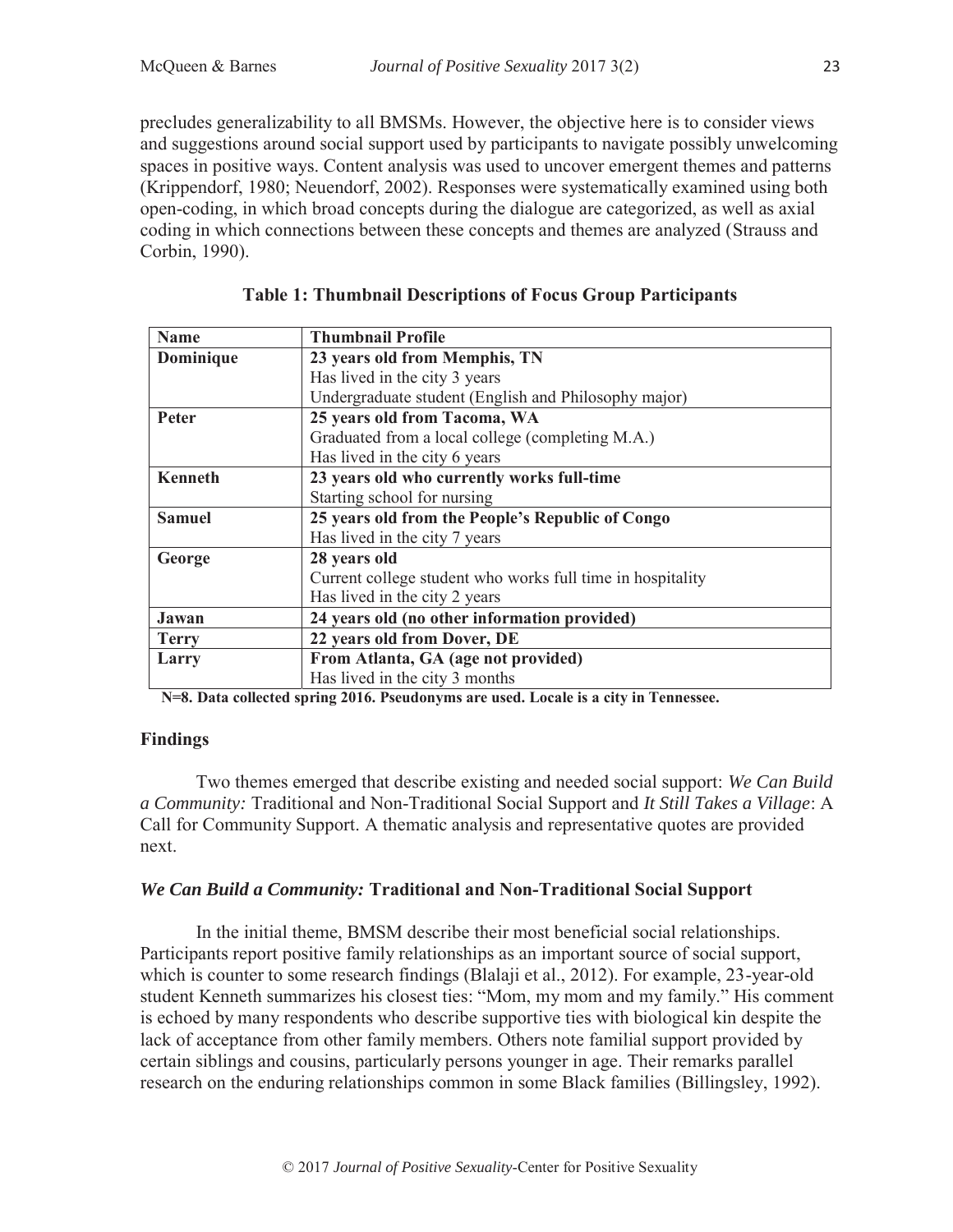precludes generalizability to all BMSMs. However, the objective here is to consider views and suggestions around social support used by participants to navigate possibly unwelcoming spaces in positive ways. Content analysis was used to uncover emergent themes and patterns (Krippendorf, 1980; Neuendorf, 2002). Responses were systematically examined using both open-coding, in which broad concepts during the dialogue are categorized, as well as axial coding in which connections between these concepts and themes are analyzed (Strauss and Corbin, 1990).

**Table 1: Thumbnail Descriptions of Focus Group Participants**

| Name | Thumbnail Profile |
|---|---|
| **Dominique** | **23 years old from Memphis, TN**<br>Has lived in the city 3 years<br>Undergraduate student (English and Philosophy major) |
| **Peter** | **25 years old from Tacoma, WA**<br>Graduated from a local college (completing M.A.)<br>Has lived in the city 6 years |
| **Kenneth** | **23 years old who currently works full-time**<br>Starting school for nursing |
| **Samuel** | **25 years old from the People's Republic of Congo**<br>Has lived in the city 7 years |
| **George** | **28 years old**<br>Current college student who works full time in hospitality<br>Has lived in the city 2 years |
| **Jawan** | **24 years old (no other information provided)** |
| **Terry** | **22 years old from Dover, DE** |
| **Larry** | **From Atlanta, GA (age not provided)**<br>Has lived in the city 3 months |

**N=8. Data collected spring 2016. Pseudonyms are used. Locale is a city in Tennessee.**

## Findings

Two themes emerged that describe existing and needed social support: *We Can Build a Community:* Traditional and Non-Traditional Social Support and *It Still Takes a Village*: A Call for Community Support. A thematic analysis and representative quotes are provided next.

### *We Can Build a Community:* Traditional and Non-Traditional Social Support

In the initial theme, BMSM describe their most beneficial social relationships. Participants report positive family relationships as an important source of social support, which is counter to some research findings (Blalaji et al., 2012). For example, 23-year-old student Kenneth summarizes his closest ties: "Mom, my mom and my family." His comment is echoed by many respondents who describe supportive ties with biological kin despite the lack of acceptance from other family members. Others note familial support provided by certain siblings and cousins, particularly persons younger in age. Their remarks parallel research on the enduring relationships common in some Black families (Billingsley, 1992).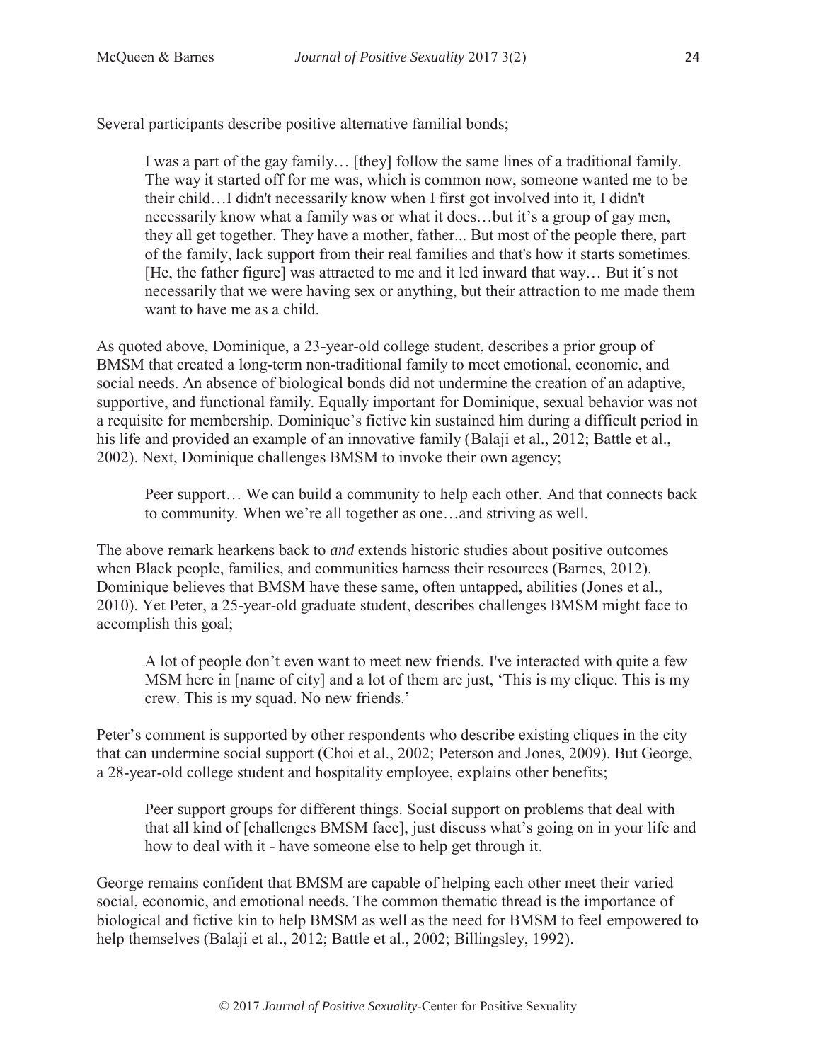Several participants describe positive alternative familial bonds;

> I was a part of the gay family… [they] follow the same lines of a traditional family. The way it started off for me was, which is common now, someone wanted me to be their child…I didn't necessarily know when I first got involved into it, I didn't necessarily know what a family was or what it does…but it's a group of gay men, they all get together. They have a mother, father... But most of the people there, part of the family, lack support from their real families and that's how it starts sometimes. [He, the father figure] was attracted to me and it led inward that way… But it's not necessarily that we were having sex or anything, but their attraction to me made them want to have me as a child.

As quoted above, Dominique, a 23-year-old college student, describes a prior group of BMSM that created a long-term non-traditional family to meet emotional, economic, and social needs. An absence of biological bonds did not undermine the creation of an adaptive, supportive, and functional family. Equally important for Dominique, sexual behavior was not a requisite for membership. Dominique's fictive kin sustained him during a difficult period in his life and provided an example of an innovative family (Balaji et al., 2012; Battle et al., 2002). Next, Dominique challenges BMSM to invoke their own agency;

> Peer support… We can build a community to help each other. And that connects back to community. When we're all together as one…and striving as well.

The above remark hearkens back to *and* extends historic studies about positive outcomes when Black people, families, and communities harness their resources (Barnes, 2012). Dominique believes that BMSM have these same, often untapped, abilities (Jones et al., 2010). Yet Peter, a 25-year-old graduate student, describes challenges BMSM might face to accomplish this goal;

> A lot of people don't even want to meet new friends. I've interacted with quite a few MSM here in [name of city] and a lot of them are just, 'This is my clique. This is my crew. This is my squad. No new friends.'

Peter's comment is supported by other respondents who describe existing cliques in the city that can undermine social support (Choi et al., 2002; Peterson and Jones, 2009). But George, a 28-year-old college student and hospitality employee, explains other benefits;

> Peer support groups for different things. Social support on problems that deal with that all kind of [challenges BMSM face], just discuss what's going on in your life and how to deal with it - have someone else to help get through it.

George remains confident that BMSM are capable of helping each other meet their varied social, economic, and emotional needs. The common thematic thread is the importance of biological and fictive kin to help BMSM as well as the need for BMSM to feel empowered to help themselves (Balaji et al., 2012; Battle et al., 2002; Billingsley, 1992).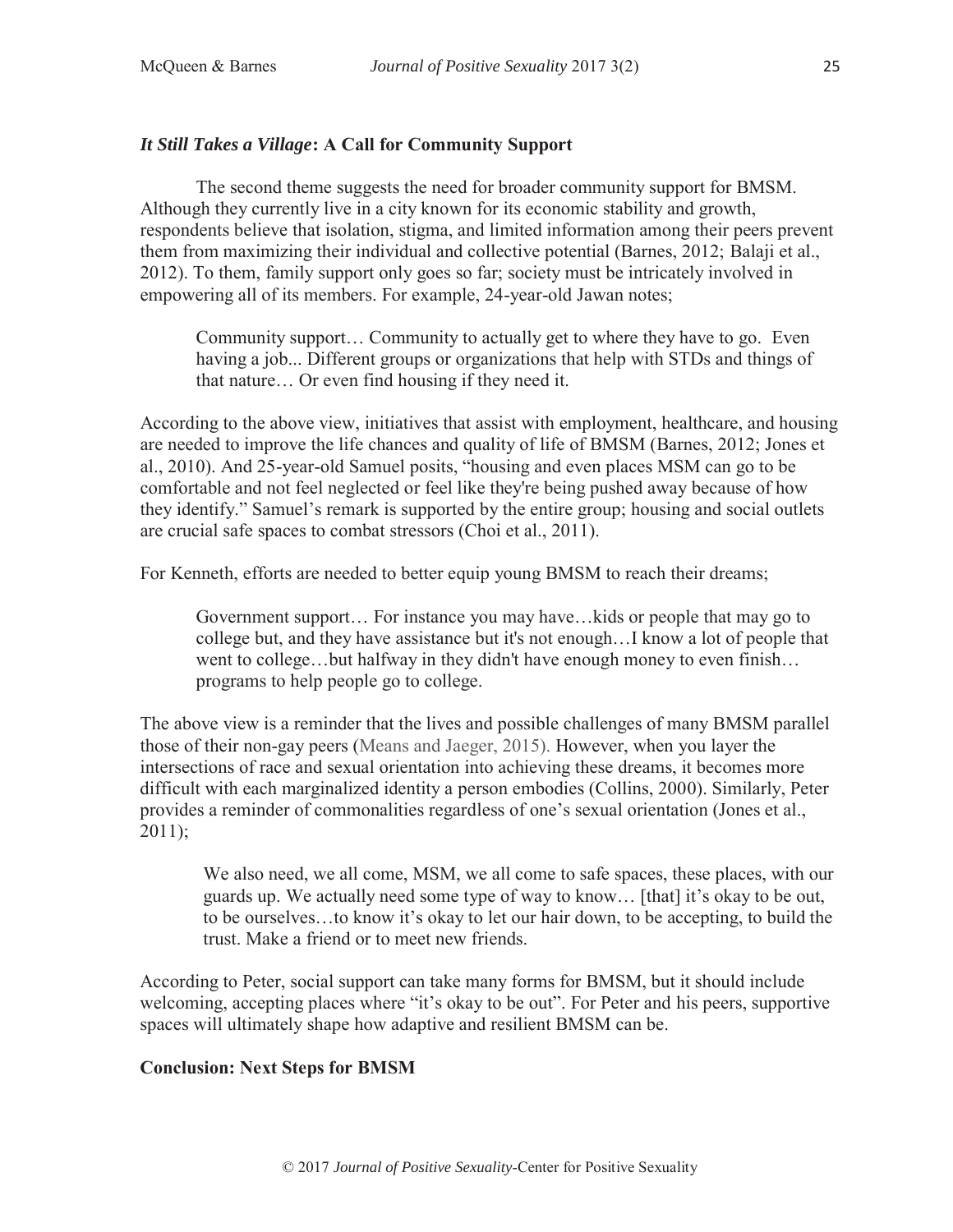### *It Still Takes a Village*: A Call for Community Support

The second theme suggests the need for broader community support for BMSM. Although they currently live in a city known for its economic stability and growth, respondents believe that isolation, stigma, and limited information among their peers prevent them from maximizing their individual and collective potential (Barnes, 2012; Balaji et al., 2012). To them, family support only goes so far; society must be intricately involved in empowering all of its members. For example, 24-year-old Jawan notes;

> Community support… Community to actually get to where they have to go. Even having a job... Different groups or organizations that help with STDs and things of that nature… Or even find housing if they need it.

According to the above view, initiatives that assist with employment, healthcare, and housing are needed to improve the life chances and quality of life of BMSM (Barnes, 2012; Jones et al., 2010). And 25-year-old Samuel posits, "housing and even places MSM can go to be comfortable and not feel neglected or feel like they're being pushed away because of how they identify." Samuel's remark is supported by the entire group; housing and social outlets are crucial safe spaces to combat stressors (Choi et al., 2011).

For Kenneth, efforts are needed to better equip young BMSM to reach their dreams;

> Government support… For instance you may have…kids or people that may go to college but, and they have assistance but it's not enough…I know a lot of people that went to college…but halfway in they didn't have enough money to even finish… programs to help people go to college.

The above view is a reminder that the lives and possible challenges of many BMSM parallel those of their non-gay peers (Means and Jaeger, 2015). However, when you layer the intersections of race and sexual orientation into achieving these dreams, it becomes more difficult with each marginalized identity a person embodies (Collins, 2000). Similarly, Peter provides a reminder of commonalities regardless of one's sexual orientation (Jones et al., 2011);

> We also need, we all come, MSM, we all come to safe spaces, these places, with our guards up. We actually need some type of way to know… [that] it's okay to be out, to be ourselves…to know it's okay to let our hair down, to be accepting, to build the trust. Make a friend or to meet new friends.

According to Peter, social support can take many forms for BMSM, but it should include welcoming, accepting places where "it's okay to be out". For Peter and his peers, supportive spaces will ultimately shape how adaptive and resilient BMSM can be.

### Conclusion: Next Steps for BMSM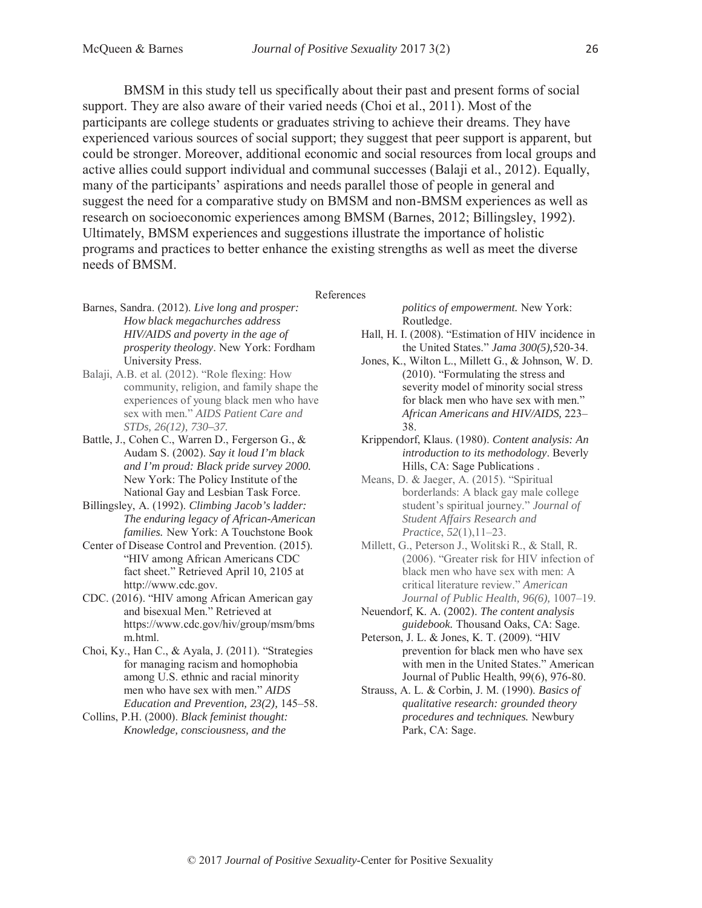BMSM in this study tell us specifically about their past and present forms of social support. They are also aware of their varied needs (Choi et al., 2011). Most of the participants are college students or graduates striving to achieve their dreams. They have experienced various sources of social support; they suggest that peer support is apparent, but could be stronger. Moreover, additional economic and social resources from local groups and active allies could support individual and communal successes (Balaji et al., 2012). Equally, many of the participants' aspirations and needs parallel those of people in general and suggest the need for a comparative study on BMSM and non-BMSM experiences as well as research on socioeconomic experiences among BMSM (Barnes, 2012; Billingsley, 1992). Ultimately, BMSM experiences and suggestions illustrate the importance of holistic programs and practices to better enhance the existing strengths as well as meet the diverse needs of BMSM.

## References

Barnes, Sandra. (2012). *Live long and prosper: How black megachurches address HIV/AIDS and poverty in the age of prosperity theology*. New York: Fordham University Press.

Balaji, A.B. et al. (2012). "Role flexing: How community, religion, and family shape the experiences of young black men who have sex with men." *AIDS Patient Care and STDs, 26(12), 730–37.*

Battle, J., Cohen C., Warren D., Fergerson G., & Audam S. (2002). *Say it loud I'm black and I'm proud: Black pride survey 2000.* New York: The Policy Institute of the National Gay and Lesbian Task Force.

Billingsley, A. (1992). *Climbing Jacob's ladder: The enduring legacy of African-American families.* New York: A Touchstone Book

Center of Disease Control and Prevention. (2015). "HIV among African Americans CDC fact sheet." Retrieved April 10, 2105 at http://www.cdc.gov.

CDC. (2016). "HIV among African American gay and bisexual Men." Retrieved at https://www.cdc.gov/hiv/group/msm/bmsm.html.

Choi, Ky., Han C., & Ayala, J. (2011). "Strategies for managing racism and homophobia among U.S. ethnic and racial minority men who have sex with men." *AIDS Education and Prevention, 23(2),* 145–58.

Collins, P.H. (2000). *Black feminist thought: Knowledge, consciousness, and the politics of empowerment.* New York: Routledge.

Hall, H. I. (2008). "Estimation of HIV incidence in the United States." *Jama 300(5),*520-34.

Jones, K., Wilton L., Millett G., & Johnson, W. D. (2010). "Formulating the stress and severity model of minority social stress for black men who have sex with men." *African Americans and HIV/AIDS,* 223–38.

Krippendorf, Klaus. (1980). *Content analysis: An introduction to its methodology*. Beverly Hills, CA: Sage Publications .

Means, D. & Jaeger, A. (2015). "Spiritual borderlands: A black gay male college student's spiritual journey." *Journal of Student Affairs Research and Practice*, *52*(1),11–23.

Millett, G., Peterson J., Wolitski R., & Stall, R. (2006). "Greater risk for HIV infection of black men who have sex with men: A critical literature review." *American Journal of Public Health, 96(6),* 1007–19.

Neuendorf, K. A. (2002). *The content analysis guidebook.* Thousand Oaks, CA: Sage.

Peterson, J. L. & Jones, K. T. (2009). "HIV prevention for black men who have sex with men in the United States." American Journal of Public Health, 99(6), 976-80.

Strauss, A. L. & Corbin, J. M. (1990). *Basics of qualitative research: grounded theory procedures and techniques.* Newbury Park, CA: Sage.